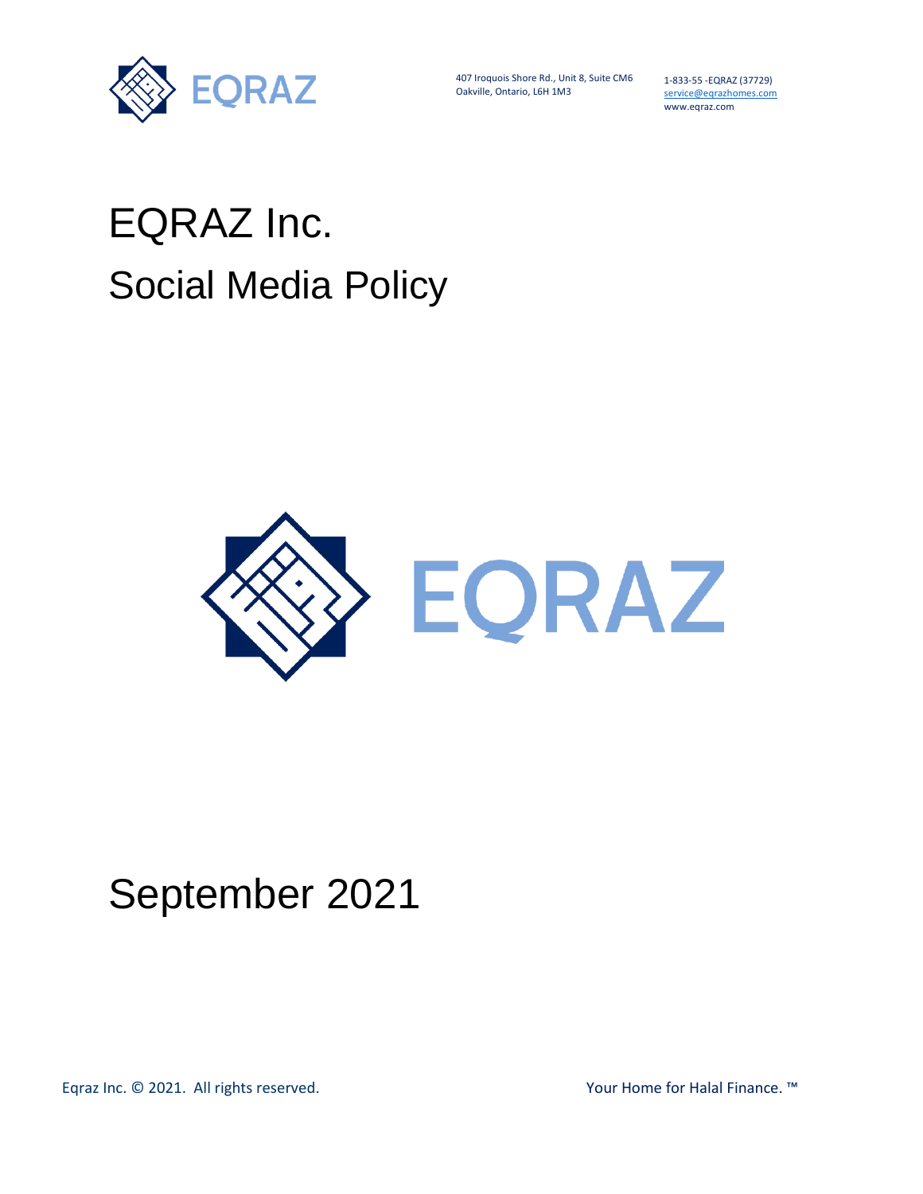407 Iroquois Shore Rd., Unit 8, Suite CM6
Oakville, Ontario, L6H 1M3

1-833-55 -EQRAZ (37729)
service@eqrazhomes.com
www.eqraz.com

# EQRAZ Inc.

## Social Media Policy

# September 2021

Eqraz Inc. © 2021. All rights reserved.

Your Home for Halal Finance. ™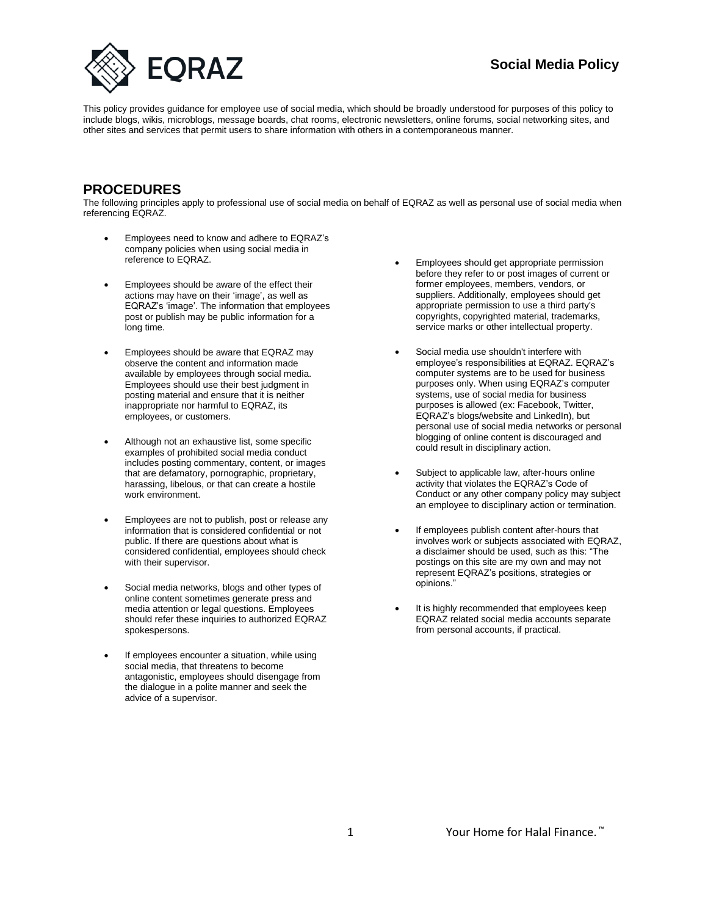# Social Media Policy

This policy provides guidance for employee use of social media, which should be broadly understood for purposes of this policy to include blogs, wikis, microblogs, message boards, chat rooms, electronic newsletters, online forums, social networking sites, and other sites and services that permit users to share information with others in a contemporaneous manner.

## PROCEDURES

The following principles apply to professional use of social media on behalf of EQRAZ as well as personal use of social media when referencing EQRAZ.

- Employees need to know and adhere to EQRAZ's company policies when using social media in reference to EQRAZ.
- Employees should be aware of the effect their actions may have on their 'image', as well as EQRAZ's 'image'. The information that employees post or publish may be public information for a long time.
- Employees should be aware that EQRAZ may observe the content and information made available by employees through social media. Employees should use their best judgment in posting material and ensure that it is neither inappropriate nor harmful to EQRAZ, its employees, or customers.
- Although not an exhaustive list, some specific examples of prohibited social media conduct includes posting commentary, content, or images that are defamatory, pornographic, proprietary, harassing, libelous, or that can create a hostile work environment.
- Employees are not to publish, post or release any information that is considered confidential or not public. If there are questions about what is considered confidential, employees should check with their supervisor.
- Social media networks, blogs and other types of online content sometimes generate press and media attention or legal questions. Employees should refer these inquiries to authorized EQRAZ spokespersons.
- If employees encounter a situation, while using social media, that threatens to become antagonistic, employees should disengage from the dialogue in a polite manner and seek the advice of a supervisor.
- Employees should get appropriate permission before they refer to or post images of current or former employees, members, vendors, or suppliers. Additionally, employees should get appropriate permission to use a third party's copyrights, copyrighted material, trademarks, service marks or other intellectual property.
- Social media use shouldn't interfere with employee's responsibilities at EQRAZ. EQRAZ's computer systems are to be used for business purposes only. When using EQRAZ's computer systems, use of social media for business purposes is allowed (ex: Facebook, Twitter, EQRAZ's blogs/website and LinkedIn), but personal use of social media networks or personal blogging of online content is discouraged and could result in disciplinary action.
- Subject to applicable law, after-hours online activity that violates the EQRAZ's Code of Conduct or any other company policy may subject an employee to disciplinary action or termination.
- If employees publish content after-hours that involves work or subjects associated with EQRAZ, a disclaimer should be used, such as this: "The postings on this site are my own and may not represent EQRAZ's positions, strategies or opinions."
- It is highly recommended that employees keep EQRAZ related social media accounts separate from personal accounts, if practical.